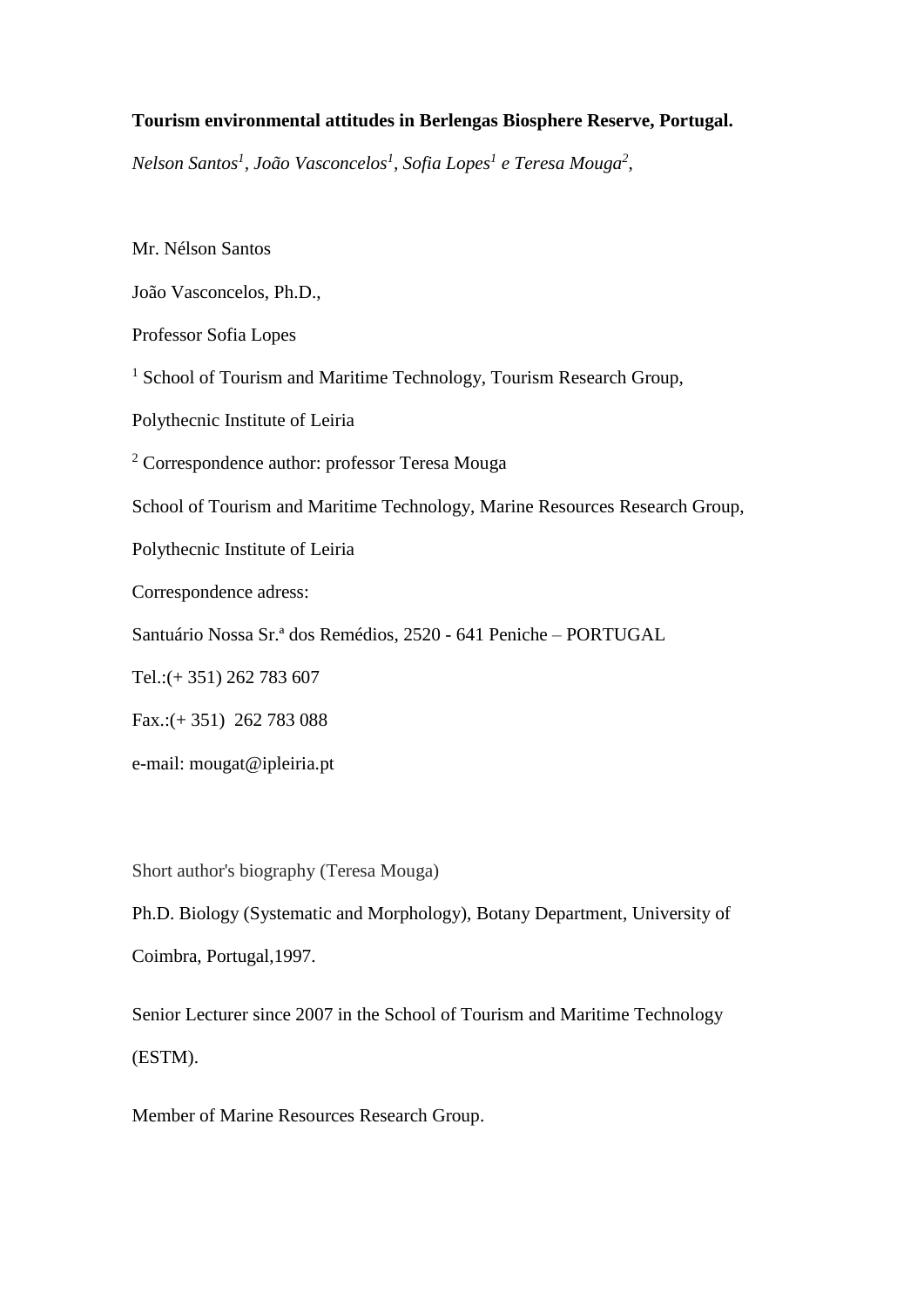**Tourism environmental attitudes in Berlengas Biosphere Reserve, Portugal.**

*Nelson Santos[1], João Vasconcelos[1], Sofia Lopes[1] e Teresa Mouga[2],*

Mr. Nélson Santos

João Vasconcelos, Ph.D.,

Professor Sofia Lopes

[1] School of Tourism and Maritime Technology, Tourism Research Group,

Polythecnic Institute of Leiria

[2] Correspondence author: professor Teresa Mouga

School of Tourism and Maritime Technology, Marine Resources Research Group,

Polythecnic Institute of Leiria

Correspondence adress:

Santuário Nossa Sr.ª dos Remédios, 2520 - 641 Peniche – PORTUGAL

Tel.:(+ 351) 262 783 607

Fax.:(+ 351) 262 783 088

e-mail: mougat@ipleiria.pt

Short author's biography (Teresa Mouga)

Ph.D. Biology (Systematic and Morphology), Botany Department, University of Coimbra, Portugal,1997.

Senior Lecturer since 2007 in the School of Tourism and Maritime Technology (ESTM).

Member of Marine Resources Research Group.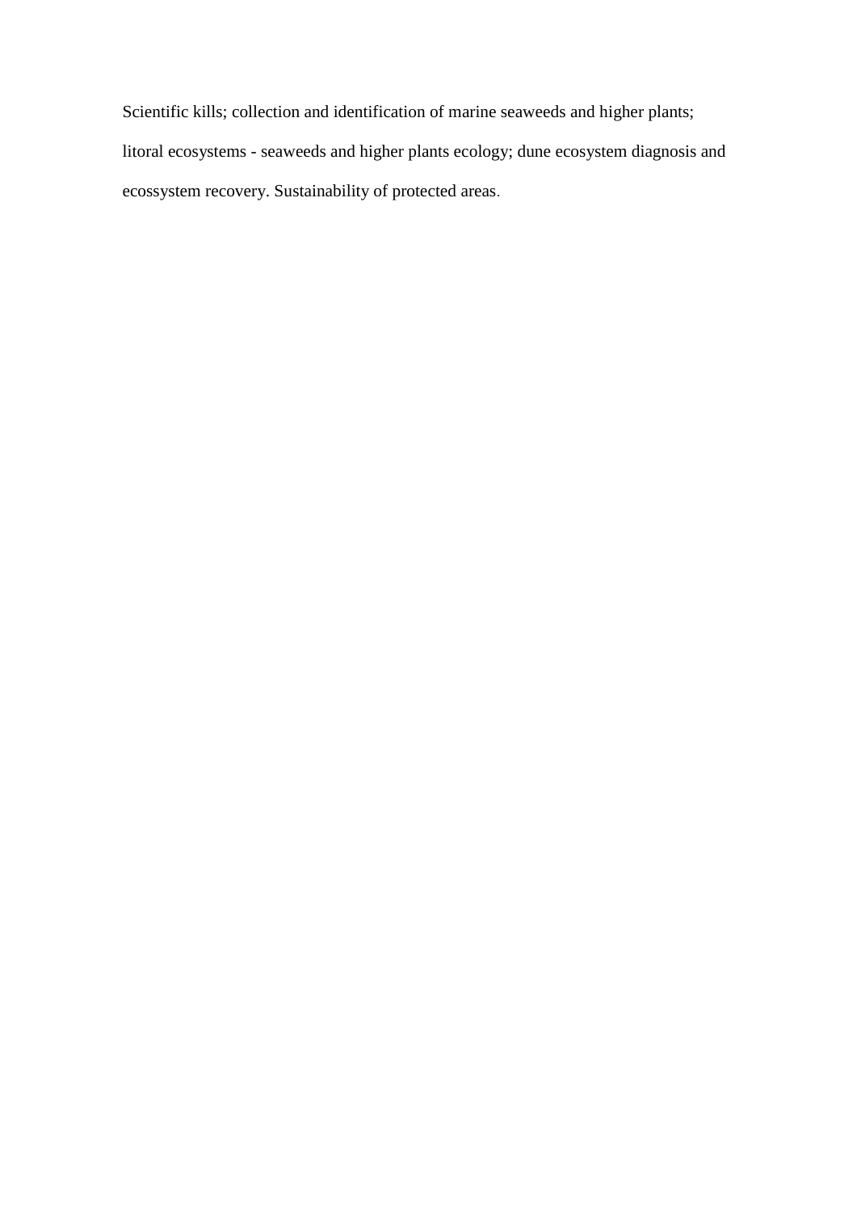Scientific kills; collection and identification of marine seaweeds and higher plants; litoral ecosystems - seaweeds and higher plants ecology; dune ecosystem diagnosis and ecossystem recovery. Sustainability of protected areas.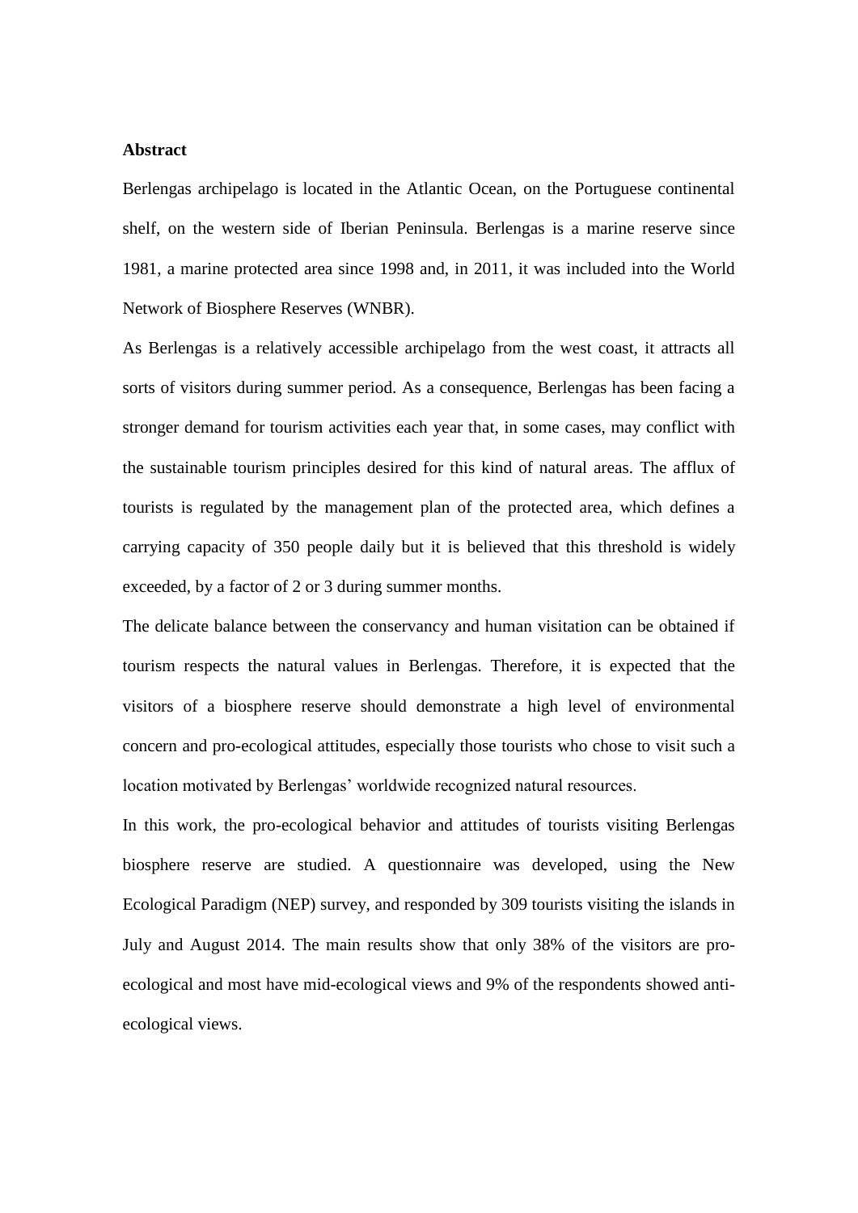## Abstract

Berlengas archipelago is located in the Atlantic Ocean, on the Portuguese continental shelf, on the western side of Iberian Peninsula. Berlengas is a marine reserve since 1981, a marine protected area since 1998 and, in 2011, it was included into the World Network of Biosphere Reserves (WNBR).

As Berlengas is a relatively accessible archipelago from the west coast, it attracts all sorts of visitors during summer period. As a consequence, Berlengas has been facing a stronger demand for tourism activities each year that, in some cases, may conflict with the sustainable tourism principles desired for this kind of natural areas. The afflux of tourists is regulated by the management plan of the protected area, which defines a carrying capacity of 350 people daily but it is believed that this threshold is widely exceeded, by a factor of 2 or 3 during summer months.

The delicate balance between the conservancy and human visitation can be obtained if tourism respects the natural values in Berlengas. Therefore, it is expected that the visitors of a biosphere reserve should demonstrate a high level of environmental concern and pro-ecological attitudes, especially those tourists who chose to visit such a location motivated by Berlengas' worldwide recognized natural resources.

In this work, the pro-ecological behavior and attitudes of tourists visiting Berlengas biosphere reserve are studied. A questionnaire was developed, using the New Ecological Paradigm (NEP) survey, and responded by 309 tourists visiting the islands in July and August 2014. The main results show that only 38% of the visitors are pro-ecological and most have mid-ecological views and 9% of the respondents showed anti-ecological views.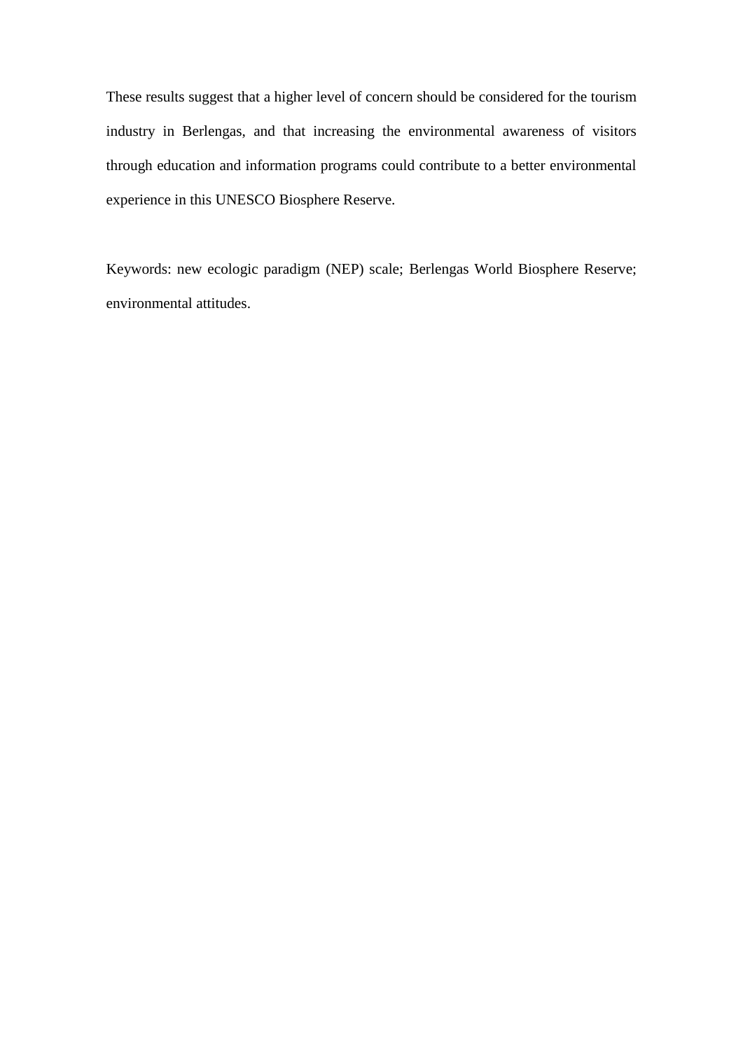These results suggest that a higher level of concern should be considered for the tourism industry in Berlengas, and that increasing the environmental awareness of visitors through education and information programs could contribute to a better environmental experience in this UNESCO Biosphere Reserve.

Keywords: new ecologic paradigm (NEP) scale; Berlengas World Biosphere Reserve; environmental attitudes.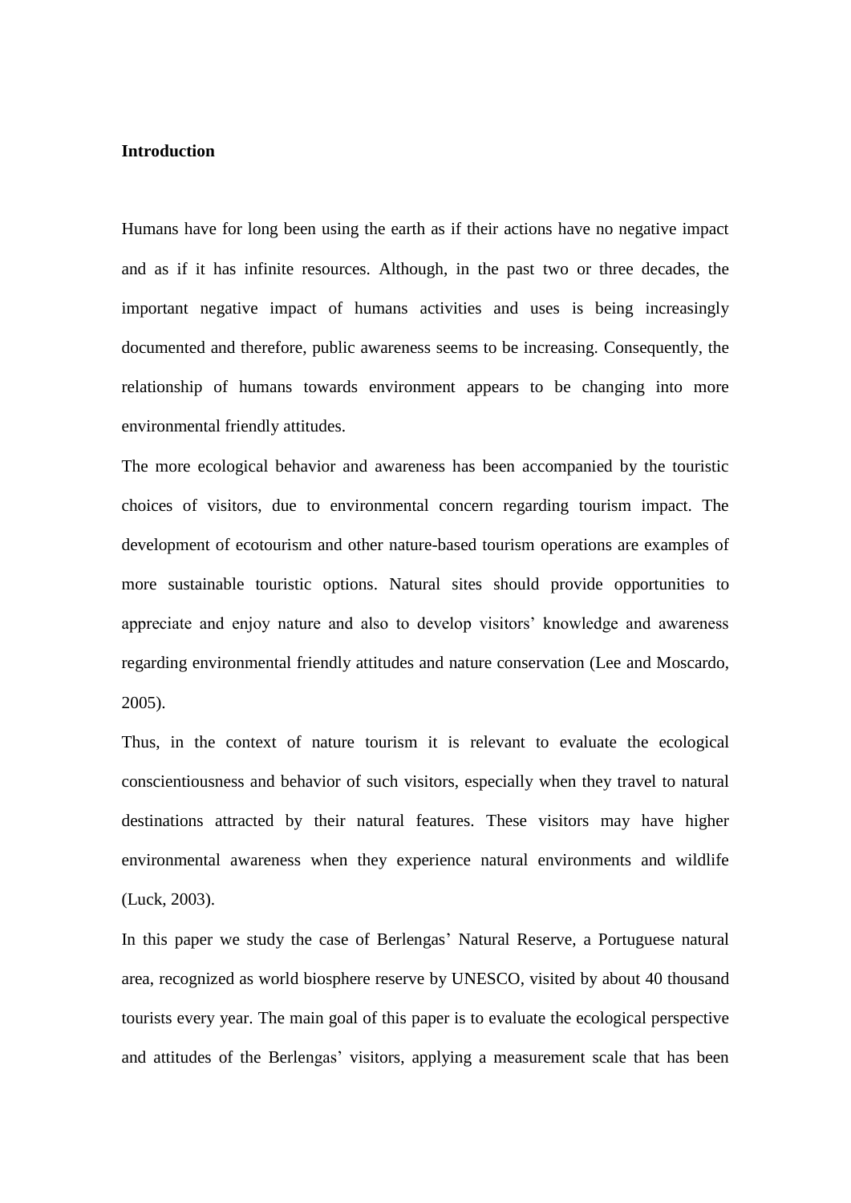## Introduction

Humans have for long been using the earth as if their actions have no negative impact and as if it has infinite resources. Although, in the past two or three decades, the important negative impact of humans activities and uses is being increasingly documented and therefore, public awareness seems to be increasing. Consequently, the relationship of humans towards environment appears to be changing into more environmental friendly attitudes.

The more ecological behavior and awareness has been accompanied by the touristic choices of visitors, due to environmental concern regarding tourism impact. The development of ecotourism and other nature-based tourism operations are examples of more sustainable touristic options. Natural sites should provide opportunities to appreciate and enjoy nature and also to develop visitors' knowledge and awareness regarding environmental friendly attitudes and nature conservation (Lee and Moscardo, 2005).

Thus, in the context of nature tourism it is relevant to evaluate the ecological conscientiousness and behavior of such visitors, especially when they travel to natural destinations attracted by their natural features. These visitors may have higher environmental awareness when they experience natural environments and wildlife (Luck, 2003).

In this paper we study the case of Berlengas' Natural Reserve, a Portuguese natural area, recognized as world biosphere reserve by UNESCO, visited by about 40 thousand tourists every year. The main goal of this paper is to evaluate the ecological perspective and attitudes of the Berlengas' visitors, applying a measurement scale that has been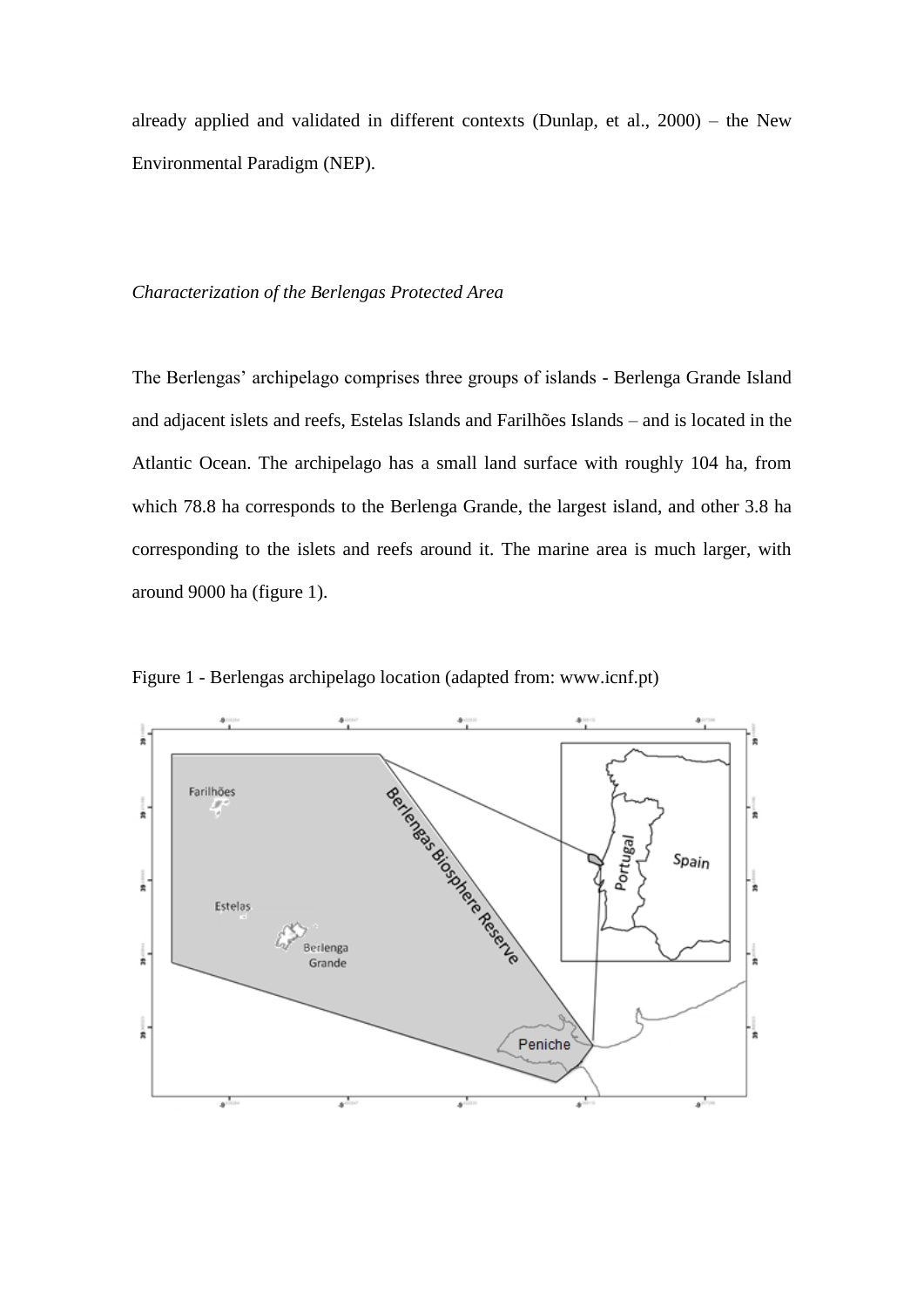already applied and validated in different contexts (Dunlap, et al., 2000) – the New Environmental Paradigm (NEP).

*Characterization of the Berlengas Protected Area*

The Berlengas' archipelago comprises three groups of islands - Berlenga Grande Island and adjacent islets and reefs, Estelas Islands and Farilhões Islands – and is located in the Atlantic Ocean. The archipelago has a small land surface with roughly 104 ha, from which 78.8 ha corresponds to the Berlenga Grande, the largest island, and other 3.8 ha corresponding to the islets and reefs around it. The marine area is much larger, with around 9000 ha (figure 1).

Figure 1 - Berlengas archipelago location (adapted from: www.icnf.pt)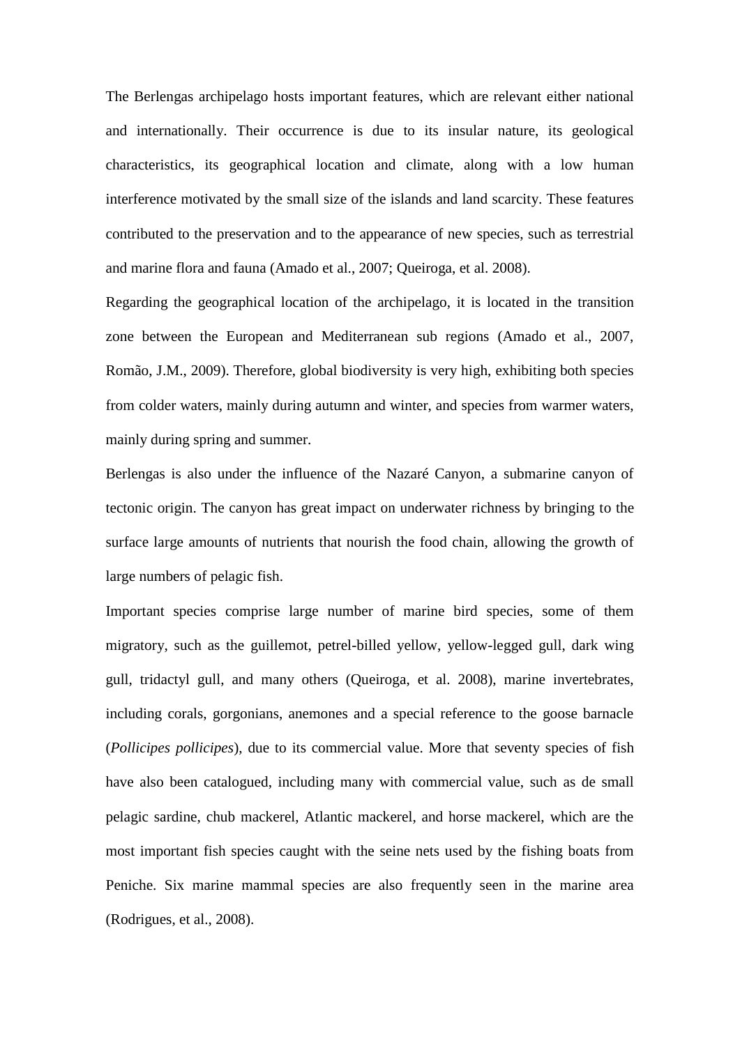The Berlengas archipelago hosts important features, which are relevant either national and internationally. Their occurrence is due to its insular nature, its geological characteristics, its geographical location and climate, along with a low human interference motivated by the small size of the islands and land scarcity. These features contributed to the preservation and to the appearance of new species, such as terrestrial and marine flora and fauna (Amado et al., 2007; Queiroga, et al. 2008).

Regarding the geographical location of the archipelago, it is located in the transition zone between the European and Mediterranean sub regions (Amado et al., 2007, Romão, J.M., 2009). Therefore, global biodiversity is very high, exhibiting both species from colder waters, mainly during autumn and winter, and species from warmer waters, mainly during spring and summer.

Berlengas is also under the influence of the Nazaré Canyon, a submarine canyon of tectonic origin. The canyon has great impact on underwater richness by bringing to the surface large amounts of nutrients that nourish the food chain, allowing the growth of large numbers of pelagic fish.

Important species comprise large number of marine bird species, some of them migratory, such as the guillemot, petrel-billed yellow, yellow-legged gull, dark wing gull, tridactyl gull, and many others (Queiroga, et al. 2008), marine invertebrates, including corals, gorgonians, anemones and a special reference to the goose barnacle (*Pollicipes pollicipes*), due to its commercial value. More that seventy species of fish have also been catalogued, including many with commercial value, such as de small pelagic sardine, chub mackerel, Atlantic mackerel, and horse mackerel, which are the most important fish species caught with the seine nets used by the fishing boats from Peniche. Six marine mammal species are also frequently seen in the marine area (Rodrigues, et al., 2008).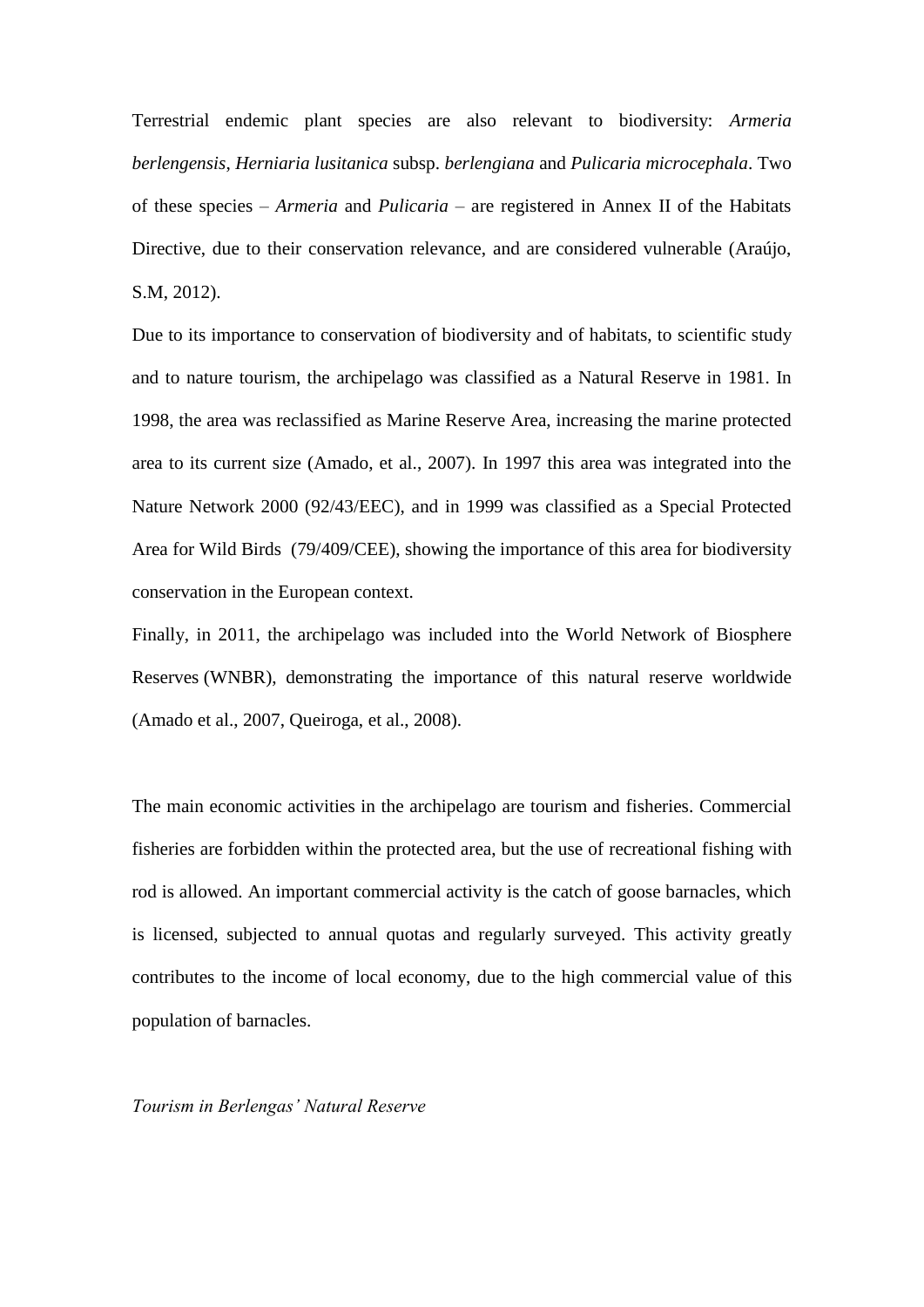Terrestrial endemic plant species are also relevant to biodiversity: *Armeria berlengensis*, *Herniaria lusitanica* subsp. *berlengiana* and *Pulicaria microcephala*. Two of these species – *Armeria* and *Pulicaria* – are registered in Annex II of the Habitats Directive, due to their conservation relevance, and are considered vulnerable (Araújo, S.M, 2012).

Due to its importance to conservation of biodiversity and of habitats, to scientific study and to nature tourism, the archipelago was classified as a Natural Reserve in 1981. In 1998, the area was reclassified as Marine Reserve Area, increasing the marine protected area to its current size (Amado, et al., 2007). In 1997 this area was integrated into the Nature Network 2000 (92/43/EEC), and in 1999 was classified as a Special Protected Area for Wild Birds (79/409/CEE), showing the importance of this area for biodiversity conservation in the European context.

Finally, in 2011, the archipelago was included into the World Network of Biosphere Reserves (WNBR), demonstrating the importance of this natural reserve worldwide (Amado et al., 2007, Queiroga, et al., 2008).

The main economic activities in the archipelago are tourism and fisheries. Commercial fisheries are forbidden within the protected area, but the use of recreational fishing with rod is allowed. An important commercial activity is the catch of goose barnacles, which is licensed, subjected to annual quotas and regularly surveyed. This activity greatly contributes to the income of local economy, due to the high commercial value of this population of barnacles.

*Tourism in Berlengas' Natural Reserve*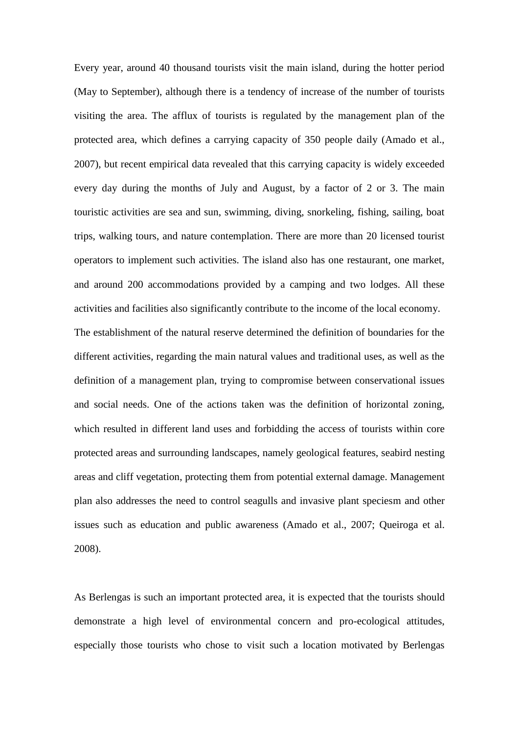Every year, around 40 thousand tourists visit the main island, during the hotter period (May to September), although there is a tendency of increase of the number of tourists visiting the area. The afflux of tourists is regulated by the management plan of the protected area, which defines a carrying capacity of 350 people daily (Amado et al., 2007), but recent empirical data revealed that this carrying capacity is widely exceeded every day during the months of July and August, by a factor of 2 or 3. The main touristic activities are sea and sun, swimming, diving, snorkeling, fishing, sailing, boat trips, walking tours, and nature contemplation. There are more than 20 licensed tourist operators to implement such activities. The island also has one restaurant, one market, and around 200 accommodations provided by a camping and two lodges. All these activities and facilities also significantly contribute to the income of the local economy.
The establishment of the natural reserve determined the definition of boundaries for the different activities, regarding the main natural values and traditional uses, as well as the definition of a management plan, trying to compromise between conservational issues and social needs. One of the actions taken was the definition of horizontal zoning, which resulted in different land uses and forbidding the access of tourists within core protected areas and surrounding landscapes, namely geological features, seabird nesting areas and cliff vegetation, protecting them from potential external damage. Management plan also addresses the need to control seagulls and invasive plant speciesm and other issues such as education and public awareness (Amado et al., 2007; Queiroga et al. 2008).

As Berlengas is such an important protected area, it is expected that the tourists should demonstrate a high level of environmental concern and pro-ecological attitudes, especially those tourists who chose to visit such a location motivated by Berlengas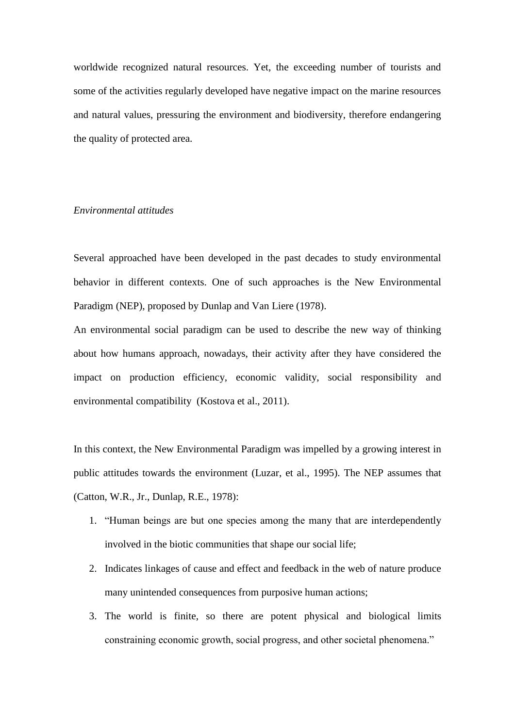worldwide recognized natural resources. Yet, the exceeding number of tourists and some of the activities regularly developed have negative impact on the marine resources and natural values, pressuring the environment and biodiversity, therefore endangering the quality of protected area.

*Environmental attitudes*

Several approached have been developed in the past decades to study environmental behavior in different contexts. One of such approaches is the New Environmental Paradigm (NEP), proposed by Dunlap and Van Liere (1978).

An environmental social paradigm can be used to describe the new way of thinking about how humans approach, nowadays, their activity after they have considered the impact on production efficiency, economic validity, social responsibility and environmental compatibility (Kostova et al., 2011).

In this context, the New Environmental Paradigm was impelled by a growing interest in public attitudes towards the environment (Luzar, et al., 1995). The NEP assumes that (Catton, W.R., Jr., Dunlap, R.E., 1978):

1. "Human beings are but one species among the many that are interdependently involved in the biotic communities that shape our social life;
2. Indicates linkages of cause and effect and feedback in the web of nature produce many unintended consequences from purposive human actions;
3. The world is finite, so there are potent physical and biological limits constraining economic growth, social progress, and other societal phenomena."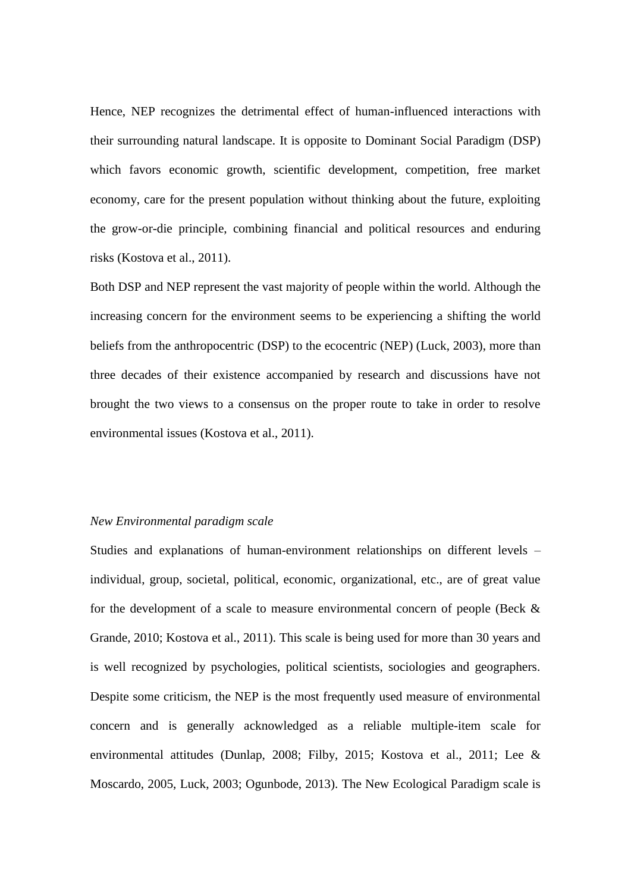Hence, NEP recognizes the detrimental effect of human-influenced interactions with their surrounding natural landscape. It is opposite to Dominant Social Paradigm (DSP) which favors economic growth, scientific development, competition, free market economy, care for the present population without thinking about the future, exploiting the grow-or-die principle, combining financial and political resources and enduring risks (Kostova et al., 2011).

Both DSP and NEP represent the vast majority of people within the world. Although the increasing concern for the environment seems to be experiencing a shifting the world beliefs from the anthropocentric (DSP) to the ecocentric (NEP) (Luck, 2003), more than three decades of their existence accompanied by research and discussions have not brought the two views to a consensus on the proper route to take in order to resolve environmental issues (Kostova et al., 2011).

*New Environmental paradigm scale*

Studies and explanations of human-environment relationships on different levels – individual, group, societal, political, economic, organizational, etc., are of great value for the development of a scale to measure environmental concern of people (Beck & Grande, 2010; Kostova et al., 2011). This scale is being used for more than 30 years and is well recognized by psychologies, political scientists, sociologies and geographers. Despite some criticism, the NEP is the most frequently used measure of environmental concern and is generally acknowledged as a reliable multiple-item scale for environmental attitudes (Dunlap, 2008; Filby, 2015; Kostova et al., 2011; Lee & Moscardo, 2005, Luck, 2003; Ogunbode, 2013). The New Ecological Paradigm scale is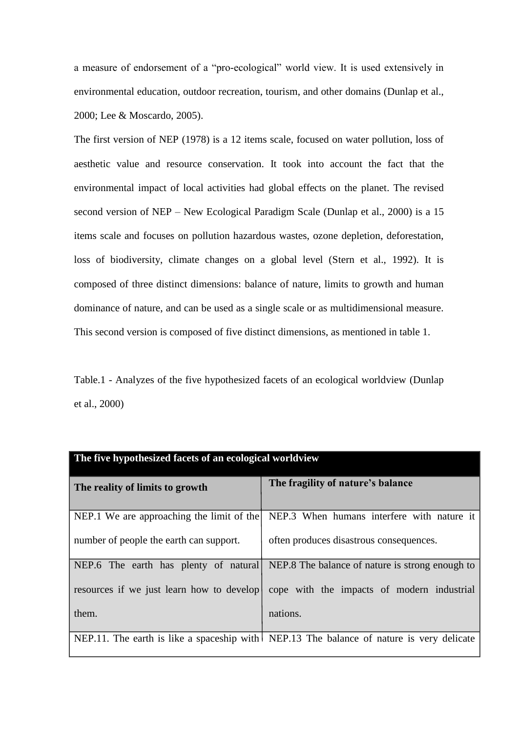a measure of endorsement of a "pro-ecological" world view. It is used extensively in environmental education, outdoor recreation, tourism, and other domains (Dunlap et al., 2000; Lee & Moscardo, 2005).

The first version of NEP (1978) is a 12 items scale, focused on water pollution, loss of aesthetic value and resource conservation. It took into account the fact that the environmental impact of local activities had global effects on the planet. The revised second version of NEP – New Ecological Paradigm Scale (Dunlap et al., 2000) is a 15 items scale and focuses on pollution hazardous wastes, ozone depletion, deforestation, loss of biodiversity, climate changes on a global level (Stern et al., 1992). It is composed of three distinct dimensions: balance of nature, limits to growth and human dominance of nature, and can be used as a single scale or as multidimensional measure. This second version is composed of five distinct dimensions, as mentioned in table 1.

Table.1 - Analyzes of the five hypothesized facets of an ecological worldview (Dunlap et al., 2000)

| **The five hypothesized facets of an ecological worldview** | |
|---|---|
| **The reality of limits to growth** | **The fragility of nature's balance** |
| NEP.1 We are approaching the limit of the number of people the earth can support. | NEP.3 When humans interfere with nature it often produces disastrous consequences. |
| NEP.6 The earth has plenty of natural resources if we just learn how to develop them. | NEP.8 The balance of nature is strong enough to cope with the impacts of modern industrial nations. |
| NEP.11. The earth is like a spaceship with | NEP.13 The balance of nature is very delicate |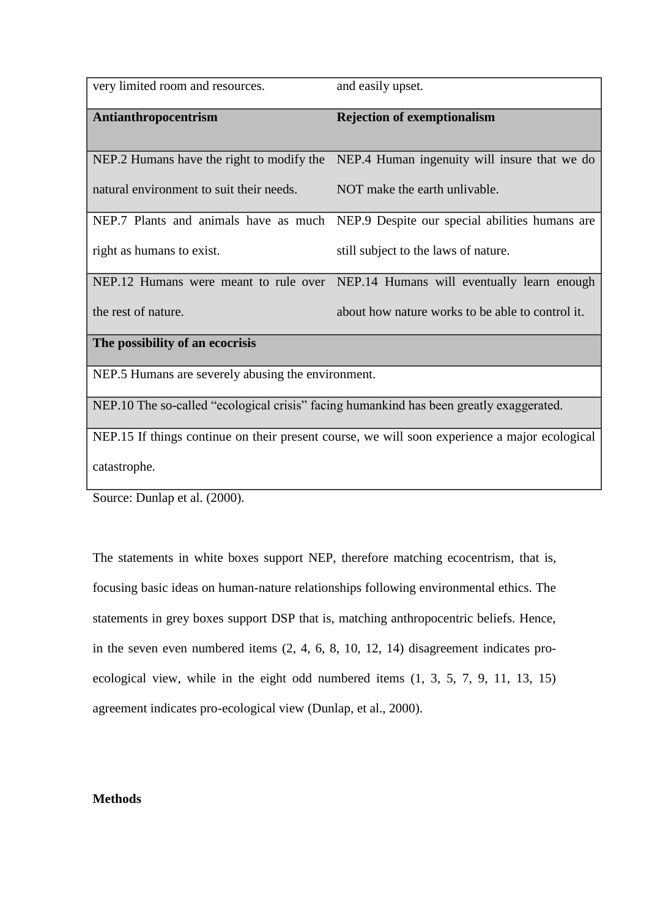| | |
|---|---|
| very limited room and resources. | and easily upset. |
| **Antianthropocentrism** | **Rejection of exemptionalism** |
| NEP.2 Humans have the right to modify the natural environment to suit their needs. | NEP.4 Human ingenuity will insure that we do NOT make the earth unlivable. |
| NEP.7 Plants and animals have as much right as humans to exist. | NEP.9 Despite our special abilities humans are still subject to the laws of nature. |
| NEP.12 Humans were meant to rule over the rest of nature. | NEP.14 Humans will eventually learn enough about how nature works to be able to control it. |
| **The possibility of an ecocrisis** | |
| NEP.5 Humans are severely abusing the environment. | |
| NEP.10 The so-called "ecological crisis" facing humankind has been greatly exaggerated. | |
| NEP.15 If things continue on their present course, we will soon experience a major ecological catastrophe. | |

Source: Dunlap et al. (2000).

The statements in white boxes support NEP, therefore matching ecocentrism, that is, focusing basic ideas on human-nature relationships following environmental ethics. The statements in grey boxes support DSP that is, matching anthropocentric beliefs. Hence, in the seven even numbered items (2, 4, 6, 8, 10, 12, 14) disagreement indicates pro-ecological view, while in the eight odd numbered items (1, 3, 5, 7, 9, 11, 13, 15) agreement indicates pro-ecological view (Dunlap, et al., 2000).

**Methods**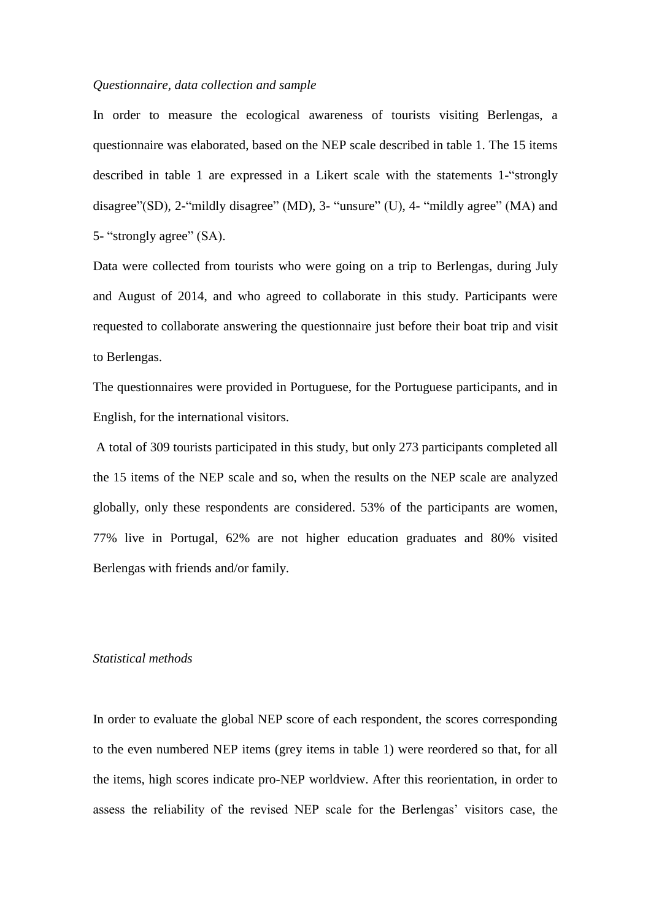*Questionnaire, data collection and sample*

In order to measure the ecological awareness of tourists visiting Berlengas, a questionnaire was elaborated, based on the NEP scale described in table 1. The 15 items described in table 1 are expressed in a Likert scale with the statements 1-"strongly disagree"(SD), 2-"mildly disagree" (MD), 3- "unsure" (U), 4- "mildly agree" (MA) and 5- "strongly agree" (SA).

Data were collected from tourists who were going on a trip to Berlengas, during July and August of 2014, and who agreed to collaborate in this study. Participants were requested to collaborate answering the questionnaire just before their boat trip and visit to Berlengas.

The questionnaires were provided in Portuguese, for the Portuguese participants, and in English, for the international visitors.

A total of 309 tourists participated in this study, but only 273 participants completed all the 15 items of the NEP scale and so, when the results on the NEP scale are analyzed globally, only these respondents are considered. 53% of the participants are women, 77% live in Portugal, 62% are not higher education graduates and 80% visited Berlengas with friends and/or family.

*Statistical methods*

In order to evaluate the global NEP score of each respondent, the scores corresponding to the even numbered NEP items (grey items in table 1) were reordered so that, for all the items, high scores indicate pro-NEP worldview. After this reorientation, in order to assess the reliability of the revised NEP scale for the Berlengas' visitors case, the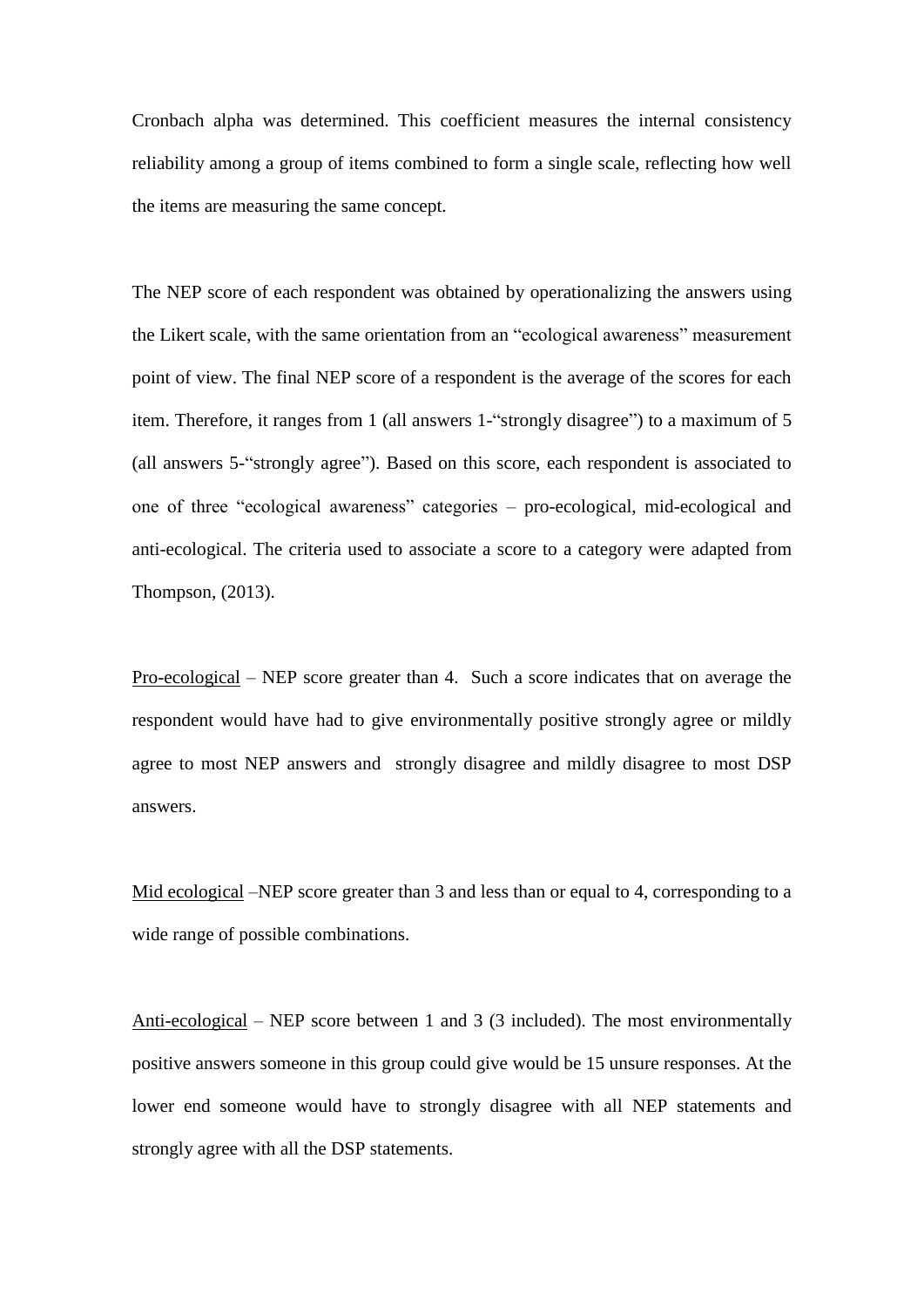Cronbach alpha was determined. This coefficient measures the internal consistency reliability among a group of items combined to form a single scale, reflecting how well the items are measuring the same concept.

The NEP score of each respondent was obtained by operationalizing the answers using the Likert scale, with the same orientation from an "ecological awareness" measurement point of view. The final NEP score of a respondent is the average of the scores for each item. Therefore, it ranges from 1 (all answers 1-"strongly disagree") to a maximum of 5 (all answers 5-"strongly agree"). Based on this score, each respondent is associated to one of three "ecological awareness" categories – pro-ecological, mid-ecological and anti-ecological. The criteria used to associate a score to a category were adapted from Thompson, (2013).

<u>Pro-ecological</u> – NEP score greater than 4. Such a score indicates that on average the respondent would have had to give environmentally positive strongly agree or mildly agree to most NEP answers and strongly disagree and mildly disagree to most DSP answers.

<u>Mid ecological</u> –NEP score greater than 3 and less than or equal to 4, corresponding to a wide range of possible combinations.

<u>Anti-ecological</u> – NEP score between 1 and 3 (3 included). The most environmentally positive answers someone in this group could give would be 15 unsure responses. At the lower end someone would have to strongly disagree with all NEP statements and strongly agree with all the DSP statements.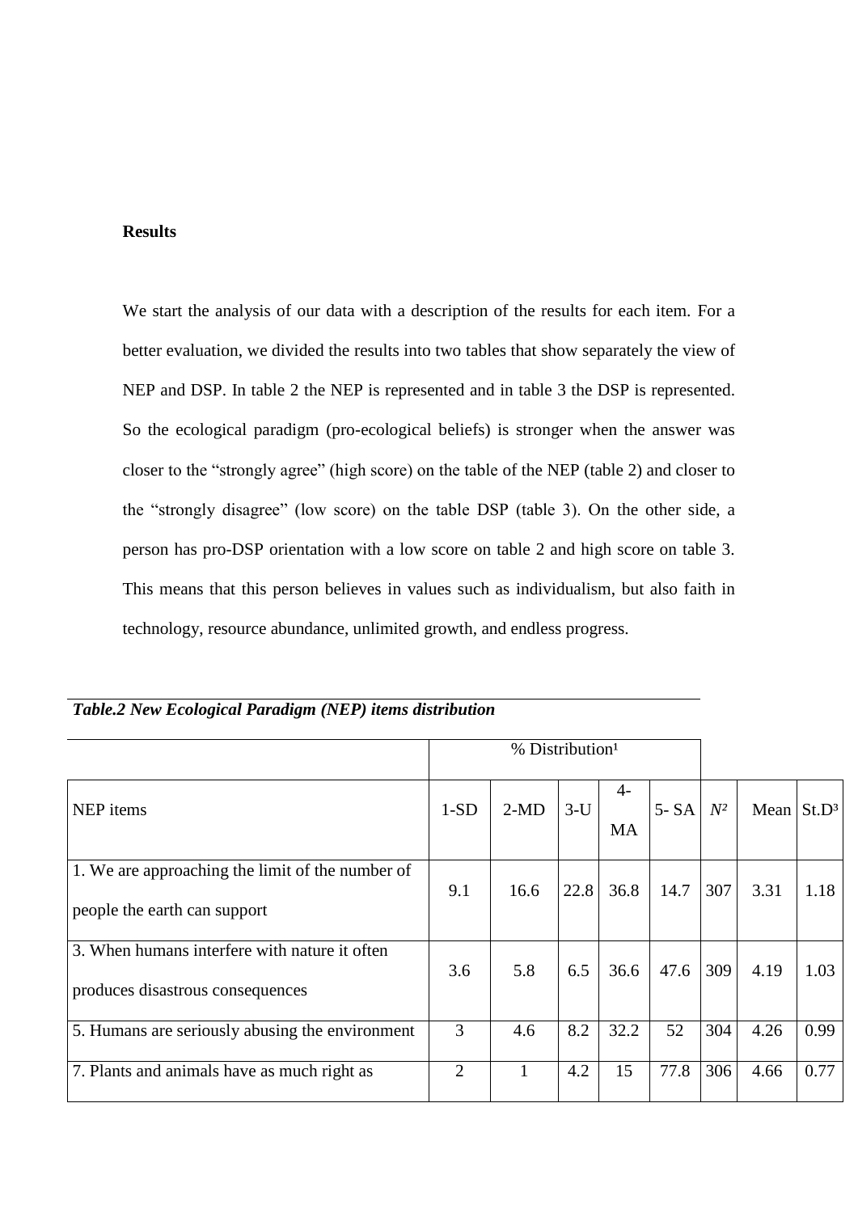## Results

We start the analysis of our data with a description of the results for each item. For a better evaluation, we divided the results into two tables that show separately the view of NEP and DSP. In table 2 the NEP is represented and in table 3 the DSP is represented. So the ecological paradigm (pro-ecological beliefs) is stronger when the answer was closer to the "strongly agree" (high score) on the table of the NEP (table 2) and closer to the "strongly disagree" (low score) on the table DSP (table 3). On the other side, a person has pro-DSP orientation with a low score on table 2 and high score on table 3. This means that this person believes in values such as individualism, but also faith in technology, resource abundance, unlimited growth, and endless progress.

***Table.2 New Ecological Paradigm (NEP) items distribution***

| | % Distribution[1] | | | | | | | |
|---|---|---|---|---|---|---|---|---|
| NEP items | 1-SD | 2-MD | 3-U | 4-MA | 5- SA | *N*[2] | Mean | St.D[3] |
| 1. We are approaching the limit of the number of people the earth can support | 9.1 | 16.6 | 22.8 | 36.8 | 14.7 | 307 | 3.31 | 1.18 |
| 3. When humans interfere with nature it often produces disastrous consequences | 3.6 | 5.8 | 6.5 | 36.6 | 47.6 | 309 | 4.19 | 1.03 |
| 5. Humans are seriously abusing the environment | 3 | 4.6 | 8.2 | 32.2 | 52 | 304 | 4.26 | 0.99 |
| 7. Plants and animals have as much right as | 2 | 1 | 4.2 | 15 | 77.8 | 306 | 4.66 | 0.77 |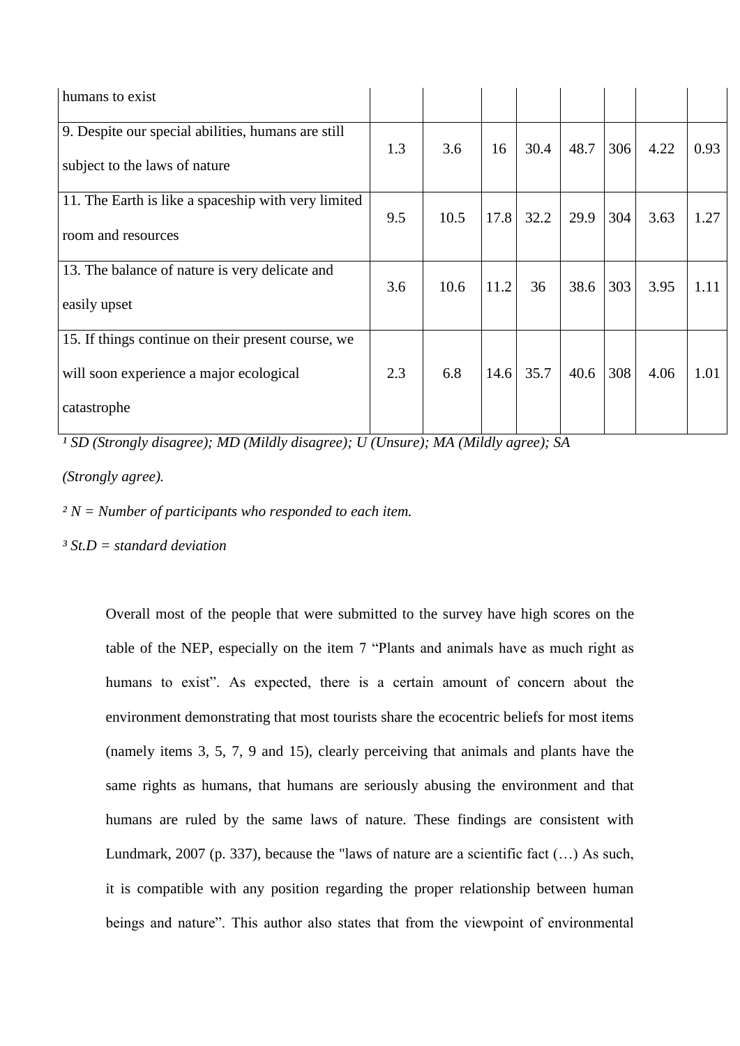| | | | | | | | | |
|---|---|---|---|---|---|---|---|---|
| humans to exist | | | | | | | | |
| 9. Despite our special abilities, humans are still subject to the laws of nature | 1.3 | 3.6 | 16 | 30.4 | 48.7 | 306 | 4.22 | 0.93 |
| 11. The Earth is like a spaceship with very limited room and resources | 9.5 | 10.5 | 17.8 | 32.2 | 29.9 | 304 | 3.63 | 1.27 |
| 13. The balance of nature is very delicate and easily upset | 3.6 | 10.6 | 11.2 | 36 | 38.6 | 303 | 3.95 | 1.11 |
| 15. If things continue on their present course, we will soon experience a major ecological catastrophe | 2.3 | 6.8 | 14.6 | 35.7 | 40.6 | 308 | 4.06 | 1.01 |

*[1] SD (Strongly disagree); MD (Mildly disagree); U (Unsure); MA (Mildly agree); SA (Strongly agree).*

*[2] N = Number of participants who responded to each item.*

*[3] St.D = standard deviation*

Overall most of the people that were submitted to the survey have high scores on the table of the NEP, especially on the item 7 "Plants and animals have as much right as humans to exist". As expected, there is a certain amount of concern about the environment demonstrating that most tourists share the ecocentric beliefs for most items (namely items 3, 5, 7, 9 and 15), clearly perceiving that animals and plants have the same rights as humans, that humans are seriously abusing the environment and that humans are ruled by the same laws of nature. These findings are consistent with Lundmark, 2007 (p. 337), because the "laws of nature are a scientific fact (…) As such, it is compatible with any position regarding the proper relationship between human beings and nature". This author also states that from the viewpoint of environmental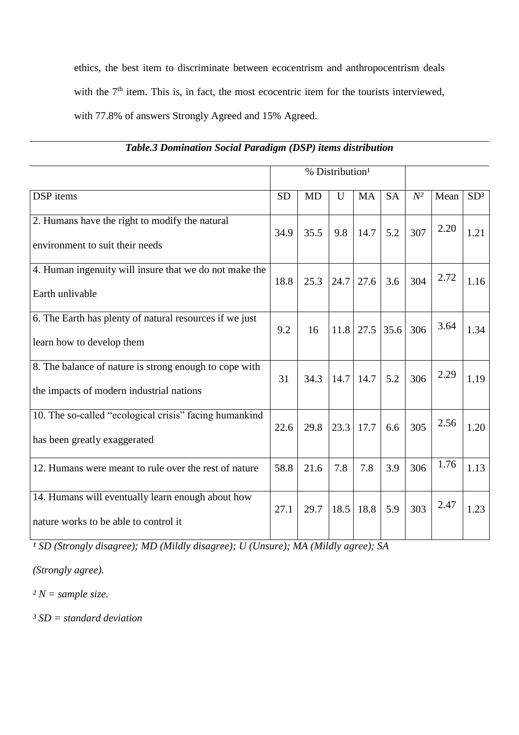ethics, the best item to discriminate between ecocentrism and anthropocentrism deals with the 7th item. This is, in fact, the most ecocentric item for the tourists interviewed, with 77.8% of answers Strongly Agreed and 15% Agreed.

***Table.3 Domination Social Paradigm (DSP) items distribution***

| | % Distribution¹ | | | | | | | |
|---|---|---|---|---|---|---|---|---|
| DSP items | SD | MD | U | MA | SA | N² | Mean | SD³ |
| 2. Humans have the right to modify the natural environment to suit their needs | 34.9 | 35.5 | 9.8 | 14.7 | 5.2 | 307 | 2.20 | 1.21 |
| 4. Human ingenuity will insure that we do not make the Earth unlivable | 18.8 | 25.3 | 24.7 | 27.6 | 3.6 | 304 | 2.72 | 1.16 |
| 6. The Earth has plenty of natural resources if we just learn how to develop them | 9.2 | 16 | 11.8 | 27.5 | 35.6 | 306 | 3.64 | 1.34 |
| 8. The balance of nature is strong enough to cope with the impacts of modern industrial nations | 31 | 34.3 | 14.7 | 14.7 | 5.2 | 306 | 2.29 | 1.19 |
| 10. The so-called "ecological crisis" facing humankind has been greatly exaggerated | 22.6 | 29.8 | 23.3 | 17.7 | 6.6 | 305 | 2.56 | 1.20 |
| 12. Humans were meant to rule over the rest of nature | 58.8 | 21.6 | 7.8 | 7.8 | 3.9 | 306 | 1.76 | 1.13 |
| 14. Humans will eventually learn enough about how nature works to be able to control it | 27.1 | 29.7 | 18.5 | 18.8 | 5.9 | 303 | 2.47 | 1.23 |

*¹ SD (Strongly disagree); MD (Mildly disagree); U (Unsure); MA (Mildly agree); SA (Strongly agree).*

*² N = sample size.*

*³ SD = standard deviation*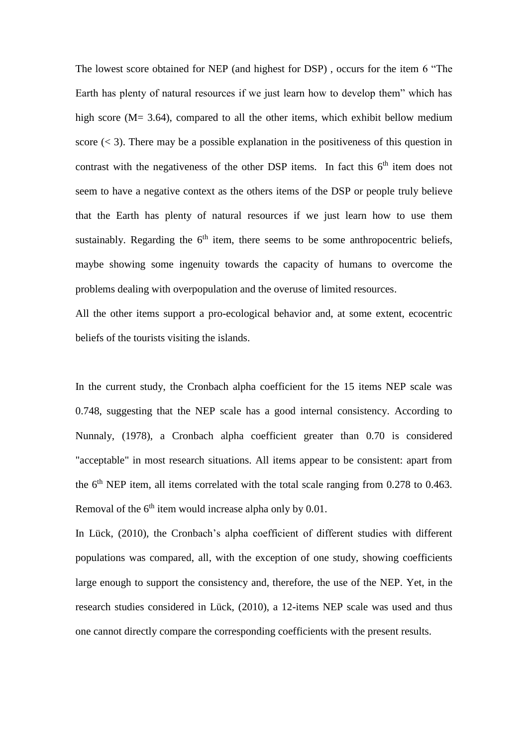The lowest score obtained for NEP (and highest for DSP) , occurs for the item 6 “The Earth has plenty of natural resources if we just learn how to develop them” which has high score (M= 3.64), compared to all the other items, which exhibit bellow medium score (< 3). There may be a possible explanation in the positiveness of this question in contrast with the negativeness of the other DSP items. In fact this 6th item does not seem to have a negative context as the others items of the DSP or people truly believe that the Earth has plenty of natural resources if we just learn how to use them sustainably. Regarding the 6th item, there seems to be some anthropocentric beliefs, maybe showing some ingenuity towards the capacity of humans to overcome the problems dealing with overpopulation and the overuse of limited resources.

All the other items support a pro-ecological behavior and, at some extent, ecocentric beliefs of the tourists visiting the islands.

In the current study, the Cronbach alpha coefficient for the 15 items NEP scale was 0.748, suggesting that the NEP scale has a good internal consistency. According to Nunnaly, (1978), a Cronbach alpha coefficient greater than 0.70 is considered "acceptable" in most research situations. All items appear to be consistent: apart from the 6th NEP item, all items correlated with the total scale ranging from 0.278 to 0.463. Removal of the 6th item would increase alpha only by 0.01.

In Lück, (2010), the Cronbach’s alpha coefficient of different studies with different populations was compared, all, with the exception of one study, showing coefficients large enough to support the consistency and, therefore, the use of the NEP. Yet, in the research studies considered in Lück, (2010), a 12-items NEP scale was used and thus one cannot directly compare the corresponding coefficients with the present results.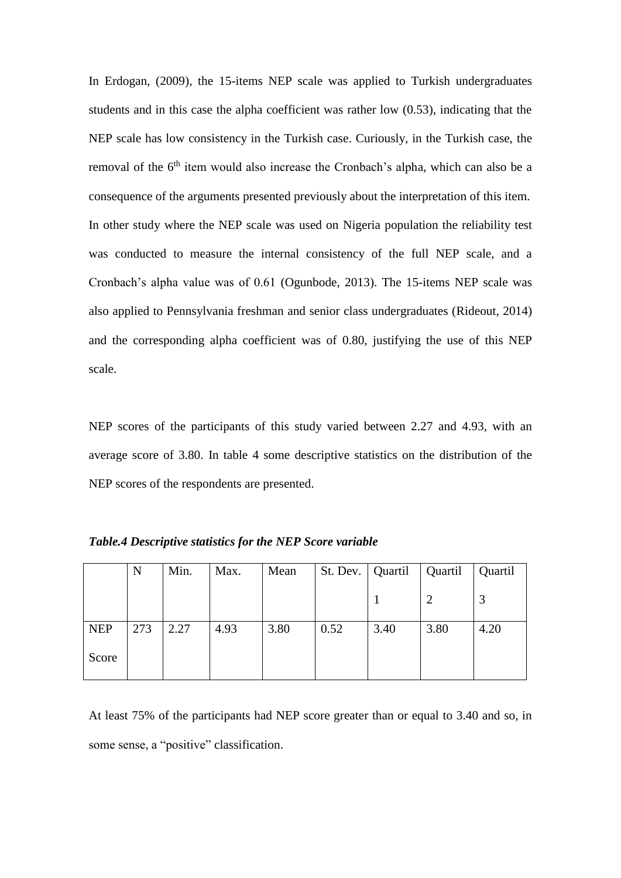In Erdogan, (2009), the 15-items NEP scale was applied to Turkish undergraduates students and in this case the alpha coefficient was rather low (0.53), indicating that the NEP scale has low consistency in the Turkish case. Curiously, in the Turkish case, the removal of the 6th item would also increase the Cronbach's alpha, which can also be a consequence of the arguments presented previously about the interpretation of this item. In other study where the NEP scale was used on Nigeria population the reliability test was conducted to measure the internal consistency of the full NEP scale, and a Cronbach's alpha value was of 0.61 (Ogunbode, 2013). The 15-items NEP scale was also applied to Pennsylvania freshman and senior class undergraduates (Rideout, 2014) and the corresponding alpha coefficient was of 0.80, justifying the use of this NEP scale.

NEP scores of the participants of this study varied between 2.27 and 4.93, with an average score of 3.80. In table 4 some descriptive statistics on the distribution of the NEP scores of the respondents are presented.

***Table.4 Descriptive statistics for the NEP Score variable***

| | N | Min. | Max. | Mean | St. Dev. | Quartil 1 | Quartil 2 | Quartil 3 |
|---|---|---|---|---|---|---|---|---|
| NEP Score | 273 | 2.27 | 4.93 | 3.80 | 0.52 | 3.40 | 3.80 | 4.20 |

At least 75% of the participants had NEP score greater than or equal to 3.40 and so, in some sense, a "positive" classification.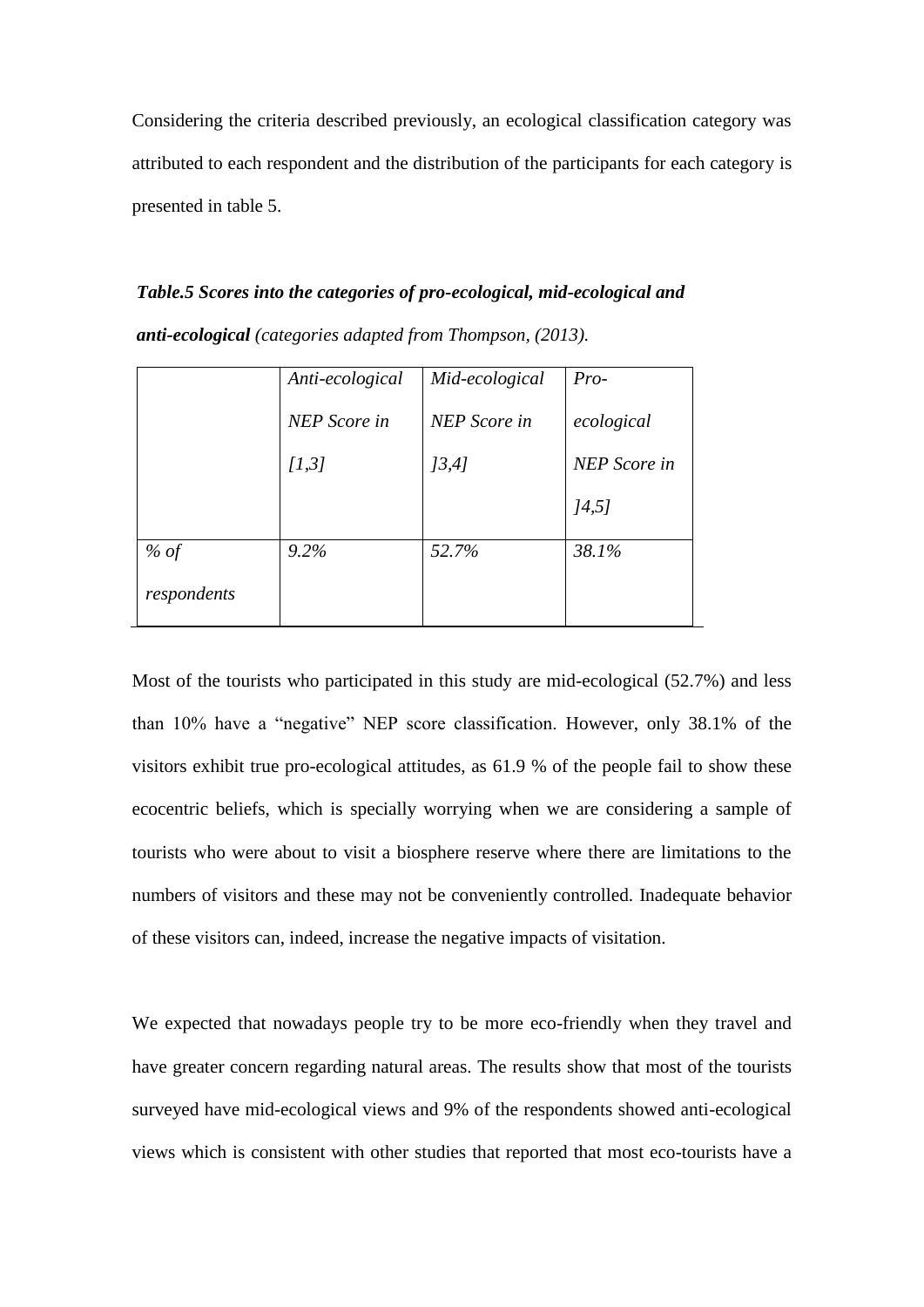Considering the criteria described previously, an ecological classification category was attributed to each respondent and the distribution of the participants for each category is presented in table 5.

***Table.5 Scores into the categories of pro-ecological, mid-ecological and anti-ecological*** *(categories adapted from Thompson, (2013).*

| | *Anti-ecological NEP Score in [1,3]* | *Mid-ecological NEP Score in ]3,4]* | *Pro-ecological NEP Score in ]4,5]* |
|---|---|---|---|
| *% of respondents* | *9.2%* | *52.7%* | *38.1%* |

Most of the tourists who participated in this study are mid-ecological (52.7%) and less than 10% have a "negative" NEP score classification. However, only 38.1% of the visitors exhibit true pro-ecological attitudes, as 61.9 % of the people fail to show these ecocentric beliefs, which is specially worrying when we are considering a sample of tourists who were about to visit a biosphere reserve where there are limitations to the numbers of visitors and these may not be conveniently controlled. Inadequate behavior of these visitors can, indeed, increase the negative impacts of visitation.

We expected that nowadays people try to be more eco-friendly when they travel and have greater concern regarding natural areas. The results show that most of the tourists surveyed have mid-ecological views and 9% of the respondents showed anti-ecological views which is consistent with other studies that reported that most eco-tourists have a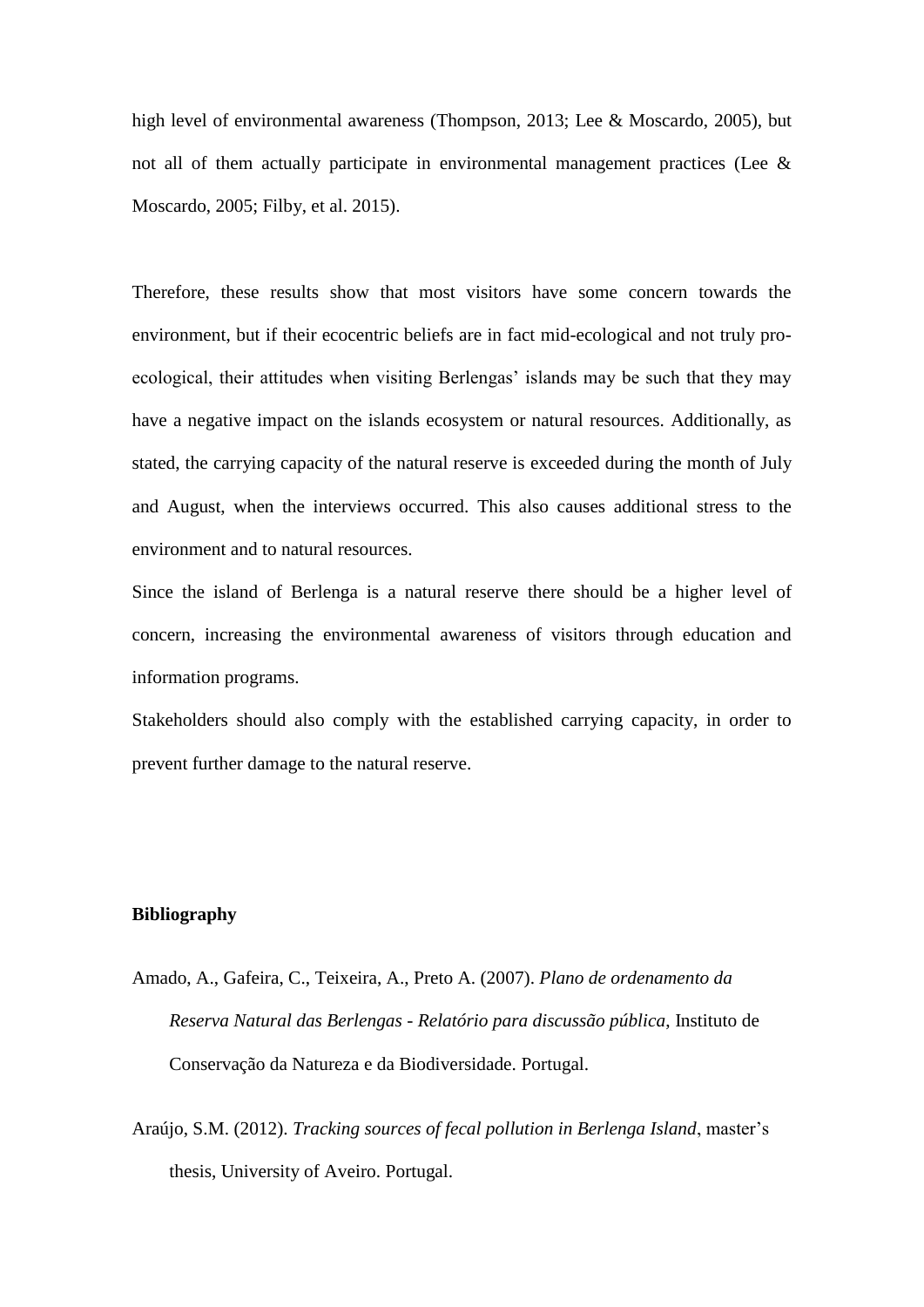high level of environmental awareness (Thompson, 2013; Lee & Moscardo, 2005), but not all of them actually participate in environmental management practices (Lee & Moscardo, 2005; Filby, et al. 2015).

Therefore, these results show that most visitors have some concern towards the environment, but if their ecocentric beliefs are in fact mid-ecological and not truly pro-ecological, their attitudes when visiting Berlengas' islands may be such that they may have a negative impact on the islands ecosystem or natural resources. Additionally, as stated, the carrying capacity of the natural reserve is exceeded during the month of July and August, when the interviews occurred. This also causes additional stress to the environment and to natural resources.

Since the island of Berlenga is a natural reserve there should be a higher level of concern, increasing the environmental awareness of visitors through education and information programs.

Stakeholders should also comply with the established carrying capacity, in order to prevent further damage to the natural reserve.

**Bibliography**

Amado, A., Gafeira, C., Teixeira, A., Preto A. (2007). *Plano de ordenamento da Reserva Natural das Berlengas - Relatório para discussão pública*, Instituto de Conservação da Natureza e da Biodiversidade. Portugal.

Araújo, S.M. (2012). *Tracking sources of fecal pollution in Berlenga Island*, master's thesis, University of Aveiro. Portugal.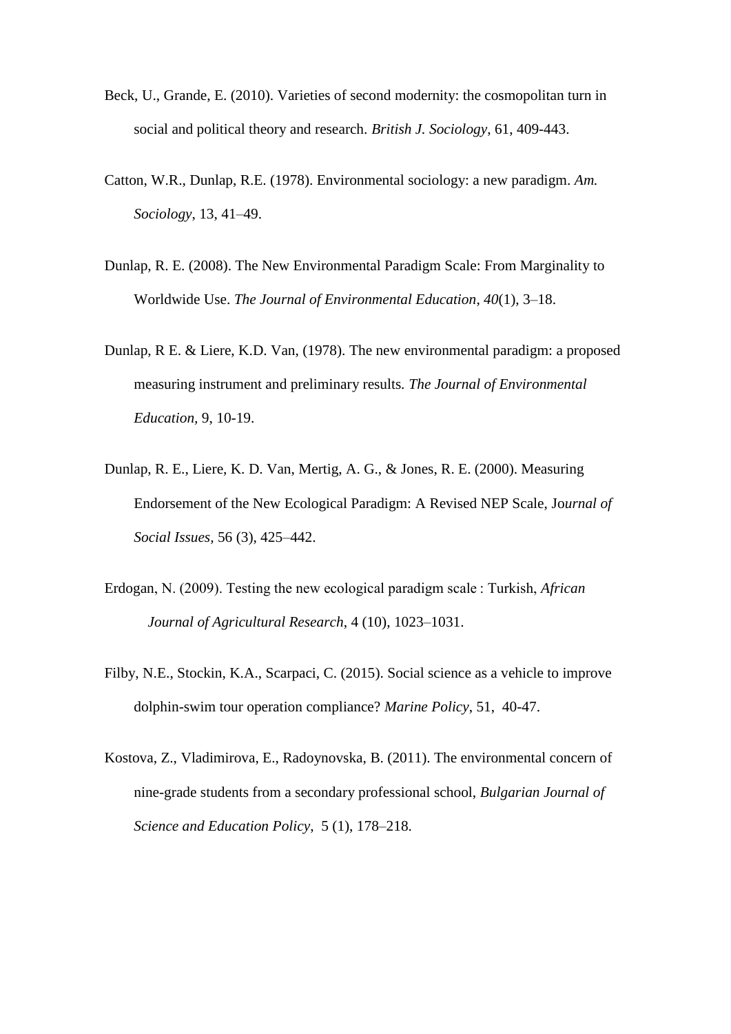Beck, U., Grande, E. (2010). Varieties of second modernity: the cosmopolitan turn in social and political theory and research. *British J. Sociology*, 61, 409-443.

Catton, W.R., Dunlap, R.E. (1978). Environmental sociology: a new paradigm. *Am. Sociology*, 13, 41–49.

Dunlap, R. E. (2008). The New Environmental Paradigm Scale: From Marginality to Worldwide Use. *The Journal of Environmental Education*, *40*(1), 3–18.

Dunlap, R E. & Liere, K.D. Van, (1978). The new environmental paradigm: a proposed measuring instrument and preliminary results. *The Journal of Environmental Education*, 9, 10-19.

Dunlap, R. E., Liere, K. D. Van, Mertig, A. G., & Jones, R. E. (2000). Measuring Endorsement of the New Ecological Paradigm: A Revised NEP Scale, Jo*urnal of Social Issues*, 56 (3), 425–442.

Erdogan, N. (2009). Testing the new ecological paradigm scale : Turkish, *African Journal of Agricultural Research*, 4 (10), 1023–1031.

Filby, N.E., Stockin, K.A., Scarpaci, C. (2015). Social science as a vehicle to improve dolphin-swim tour operation compliance? *Marine Policy*, 51, 40-47.

Kostova, Z., Vladimirova, E., Radoynovska, B. (2011). The environmental concern of nine-grade students from a secondary professional school, *Bulgarian Journal of Science and Education Policy*, 5 (1), 178–218.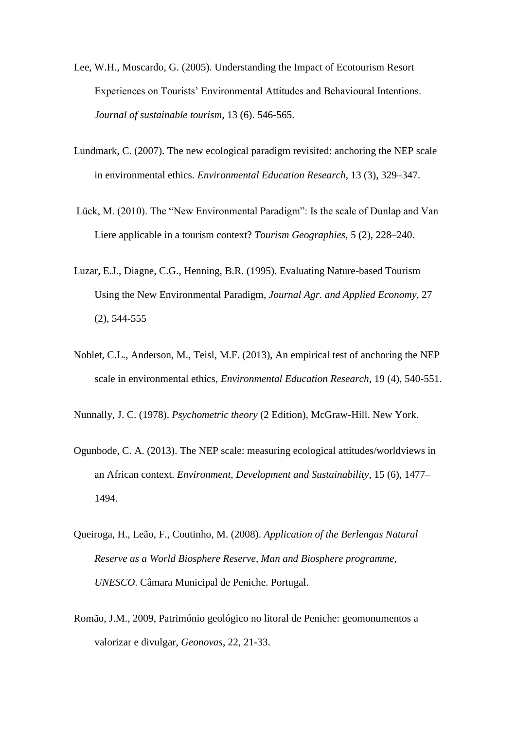Lee, W.H., Moscardo, G. (2005). Understanding the Impact of Ecotourism Resort Experiences on Tourists' Environmental Attitudes and Behavioural Intentions. *Journal of sustainable tourism*, 13 (6). 546-565.

Lundmark, C. (2007). The new ecological paradigm revisited: anchoring the NEP scale in environmental ethics. *Environmental Education Research*, 13 (3), 329–347.

Lück, M. (2010). The "New Environmental Paradigm": Is the scale of Dunlap and Van Liere applicable in a tourism context? *Tourism Geographies*, 5 (2), 228–240.

Luzar, E.J., Diagne, C.G., Henning, B.R. (1995). Evaluating Nature-based Tourism Using the New Environmental Paradigm, *Journal Agr. and Applied Economy*, 27 (2), 544-555

Noblet, C.L., Anderson, M., Teisl, M.F. (2013), An empirical test of anchoring the NEP scale in environmental ethics, *Environmental Education Research*, 19 (4), 540-551.

Nunnally, J. C. (1978). *Psychometric theory* (2 Edition), McGraw-Hill. New York.

Ogunbode, C. A. (2013). The NEP scale: measuring ecological attitudes/worldviews in an African context. *Environment, Development and Sustainability*, 15 (6), 1477–1494.

Queiroga, H., Leão, F., Coutinho, M. (2008). *Application of the Berlengas Natural Reserve as a World Biosphere Reserve, Man and Biosphere programme, UNESCO*. Câmara Municipal de Peniche. Portugal.

Romão, J.M., 2009, Património geológico no litoral de Peniche: geomonumentos a valorizar e divulgar, *Geonovas*, 22, 21-33.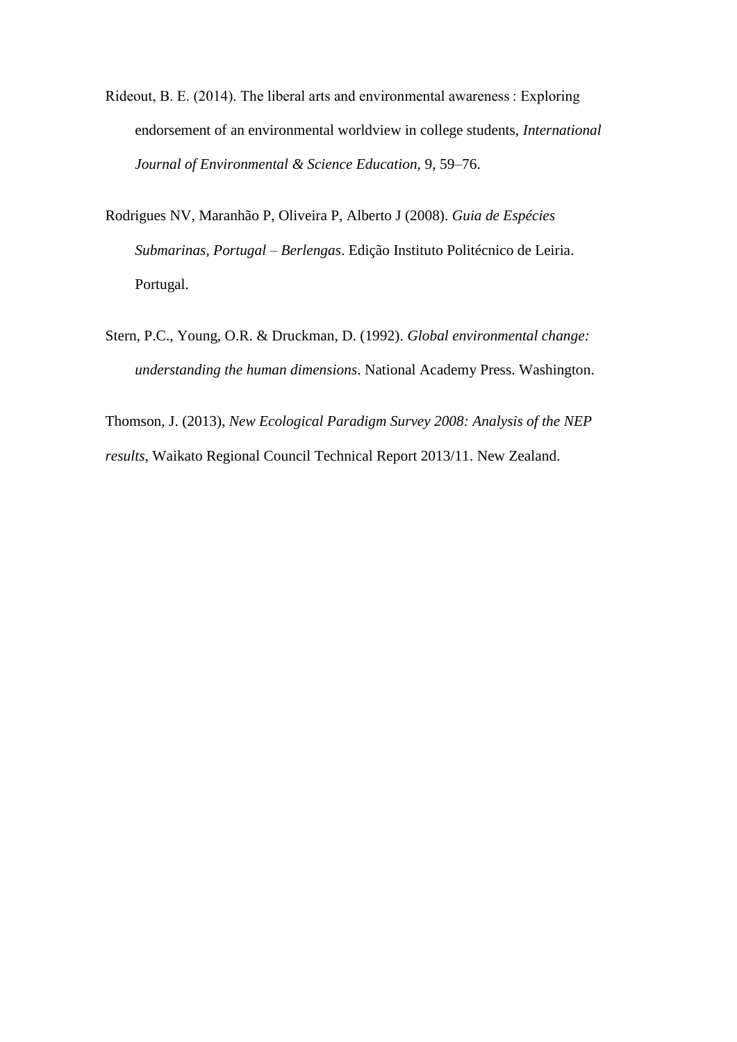Rideout, B. E. (2014). The liberal arts and environmental awareness : Exploring endorsement of an environmental worldview in college students, *International Journal of Environmental & Science Education*, 9, 59–76.

Rodrigues NV, Maranhão P, Oliveira P, Alberto J (2008). *Guia de Espécies Submarinas, Portugal – Berlengas*. Edição Instituto Politécnico de Leiria. Portugal.

Stern, P.C., Young, O.R. & Druckman, D. (1992). *Global environmental change: understanding the human dimensions*. National Academy Press. Washington.

Thomson, J. (2013), *New Ecological Paradigm Survey 2008: Analysis of the NEP results*, Waikato Regional Council Technical Report 2013/11. New Zealand.